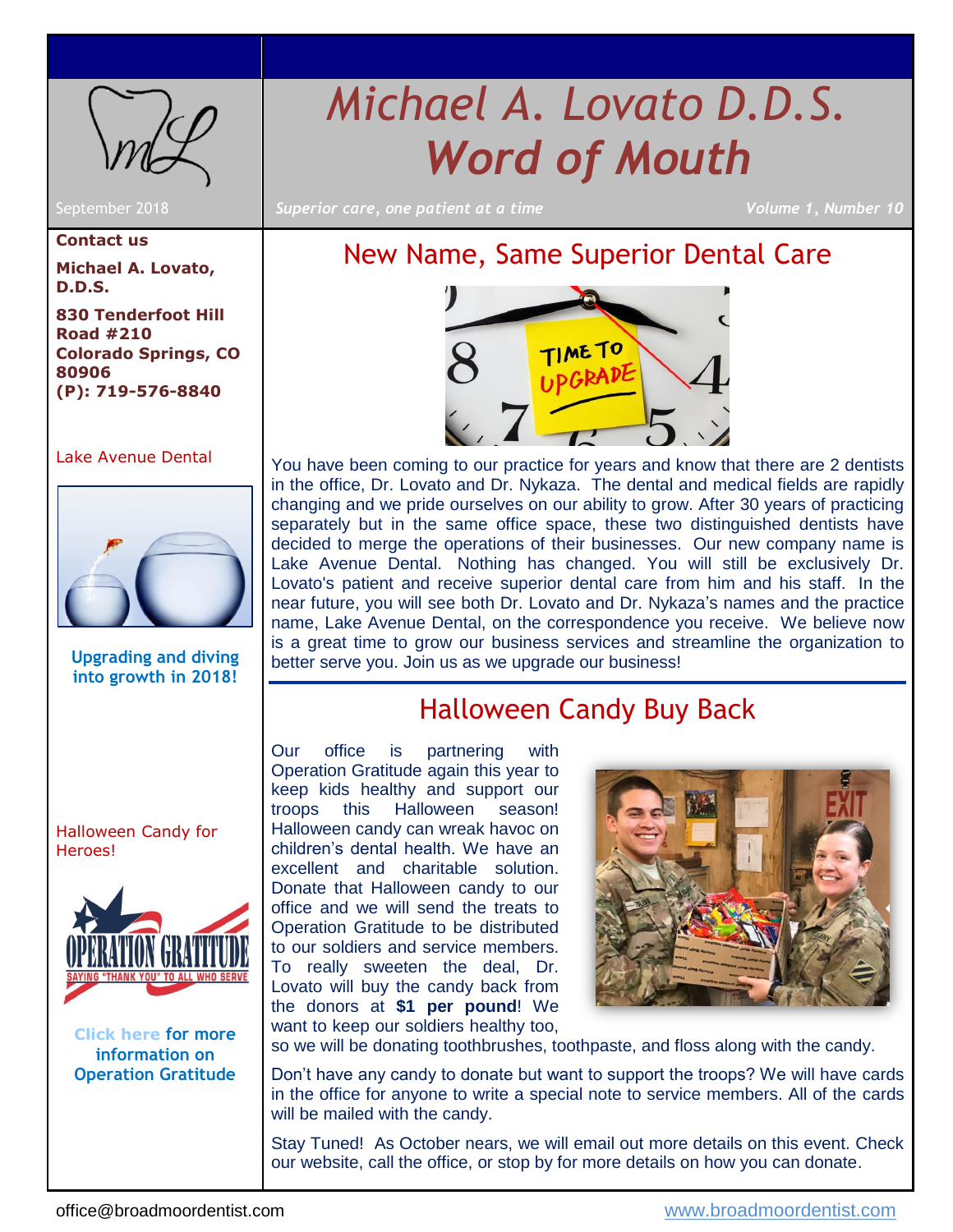# Michael A. Lovato D.D.S.
# *Word of Mouth*

September 2018

*Superior care, one patient at a time*

*Volume 1, Number 10*

**Contact us**

**Michael A. Lovato, D.D.S.**

**830 Tenderfoot Hill Road #210**
**Colorado Springs, CO 80906**
**(P): 719-576-8840**

Lake Avenue Dental

**Upgrading and diving into growth in 2018!**

Halloween Candy for Heroes!

**Click here for more information on Operation Gratitude**

## New Name, Same Superior Dental Care

You have been coming to our practice for years and know that there are 2 dentists in the office, Dr. Lovato and Dr. Nykaza. The dental and medical fields are rapidly changing and we pride ourselves on our ability to grow. After 30 years of practicing separately but in the same office space, these two distinguished dentists have decided to merge the operations of their businesses. Our new company name is Lake Avenue Dental. Nothing has changed. You will still be exclusively Dr. Lovato's patient and receive superior dental care from him and his staff. In the near future, you will see both Dr. Lovato and Dr. Nykaza's names and the practice name, Lake Avenue Dental, on the correspondence you receive. We believe now is a great time to grow our business services and streamline the organization to better serve you. Join us as we upgrade our business!

## Halloween Candy Buy Back

Our office is partnering with Operation Gratitude again this year to keep kids healthy and support our troops this Halloween season! Halloween candy can wreak havoc on children's dental health. We have an excellent and charitable solution. Donate that Halloween candy to our office and we will send the treats to Operation Gratitude to be distributed to our soldiers and service members. To really sweeten the deal, Dr. Lovato will buy the candy back from the donors at **$1 per pound**! We want to keep our soldiers healthy too, so we will be donating toothbrushes, toothpaste, and floss along with the candy.

Don't have any candy to donate but want to support the troops? We will have cards in the office for anyone to write a special note to service members. All of the cards will be mailed with the candy.

Stay Tuned! As October nears, we will email out more details on this event. Check our website, call the office, or stop by for more details on how you can donate.

office@broadmoordentist.com

www.broadmoordentist.com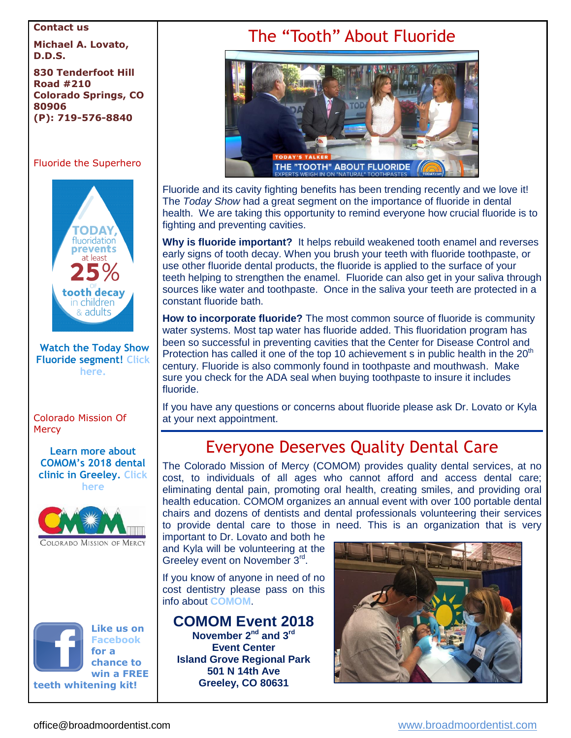**Contact us**

**Michael A. Lovato, D.D.S.**

**830 Tenderfoot Hill Road #210**
**Colorado Springs, CO 80906**
**(P): 719-576-8840**

Fluoride the Superhero

TODAY, fluoridation prevents at least 25% of tooth decay in children & adults

**Watch the Today Show Fluoride segment! Click here.**

Colorado Mission Of Mercy

**Learn more about COMOM's 2018 dental clinic in Greeley. Click here**

COLORADO MISSION OF MERCY

**Like us on Facebook for a chance to win a FREE teeth whitening kit!**

# The "Tooth" About Fluoride

Fluoride and its cavity fighting benefits has been trending recently and we love it! The *Today Show* had a great segment on the importance of fluoride in dental health. We are taking this opportunity to remind everyone how crucial fluoride is to fighting and preventing cavities.

**Why is fluoride important?** It helps rebuild weakened tooth enamel and reverses early signs of tooth decay. When you brush your teeth with fluoride toothpaste, or use other fluoride dental products, the fluoride is applied to the surface of your teeth helping to strengthen the enamel. Fluoride can also get in your saliva through sources like water and toothpaste. Once in the saliva your teeth are protected in a constant fluoride bath.

**How to incorporate fluoride?** The most common source of fluoride is community water systems. Most tap water has fluoride added. This fluoridation program has been so successful in preventing cavities that the Center for Disease Control and Protection has called it one of the top 10 achievement s in public health in the 20th century. Fluoride is also commonly found in toothpaste and mouthwash. Make sure you check for the ADA seal when buying toothpaste to insure it includes fluoride.

If you have any questions or concerns about fluoride please ask Dr. Lovato or Kyla at your next appointment.

# Everyone Deserves Quality Dental Care

The Colorado Mission of Mercy (COMOM) provides quality dental services, at no cost, to individuals of all ages who cannot afford and access dental care; eliminating dental pain, promoting oral health, creating smiles, and providing oral health education. COMOM organizes an annual event with over 100 portable dental chairs and dozens of dentists and dental professionals volunteering their services to provide dental care to those in need. This is an organization that is very important to Dr. Lovato and both he and Kyla will be volunteering at the Greeley event on November 3rd.

If you know of anyone in need of no cost dentistry please pass on this info about COMOM.

## COMOM Event 2018

**November 2nd and 3rd**
**Event Center**
**Island Grove Regional Park**
**501 N 14th Ave**
**Greeley, CO 80631**

office@broadmoordentist.com

www.broadmoordentist.com